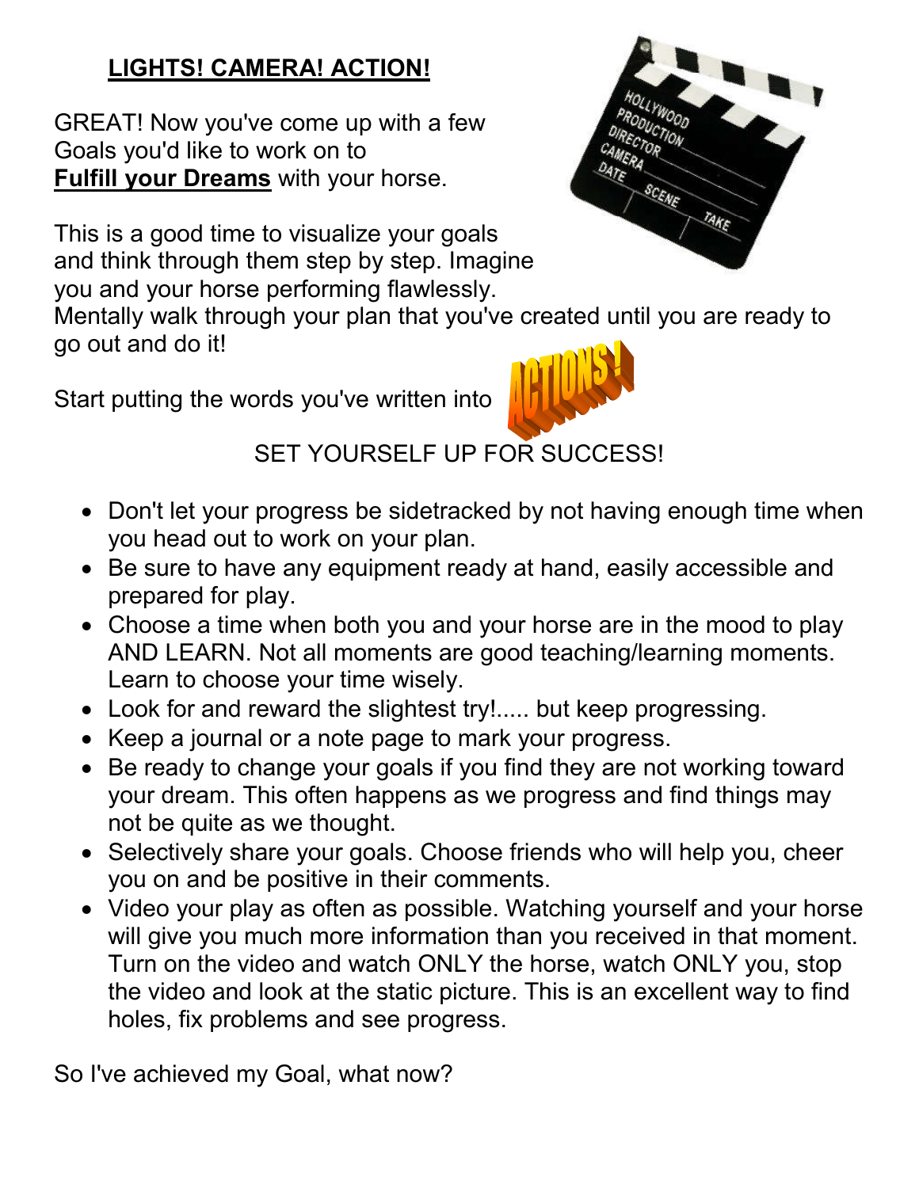# LIGHTS! CAMERA! ACTION!

GREAT! Now you've come up with a few Goals you'd like to work on to **Fulfill your Dreams** with your horse.

This is a good time to visualize your goals and think through them step by step. Imagine you and your horse performing flawlessly. Mentally walk through your plan that you've created until you are ready to go out and do it!

Start putting the words you've written into ACTIONS!

SET YOURSELF UP FOR SUCCESS!

- Don't let your progress be sidetracked by not having enough time when you head out to work on your plan.
- Be sure to have any equipment ready at hand, easily accessible and prepared for play.
- Choose a time when both you and your horse are in the mood to play AND LEARN. Not all moments are good teaching/learning moments. Learn to choose your time wisely.
- Look for and reward the slightest try!..... but keep progressing.
- Keep a journal or a note page to mark your progress.
- Be ready to change your goals if you find they are not working toward your dream. This often happens as we progress and find things may not be quite as we thought.
- Selectively share your goals. Choose friends who will help you, cheer you on and be positive in their comments.
- Video your play as often as possible. Watching yourself and your horse will give you much more information than you received in that moment. Turn on the video and watch ONLY the horse, watch ONLY you, stop the video and look at the static picture. This is an excellent way to find holes, fix problems and see progress.

So I've achieved my Goal, what now?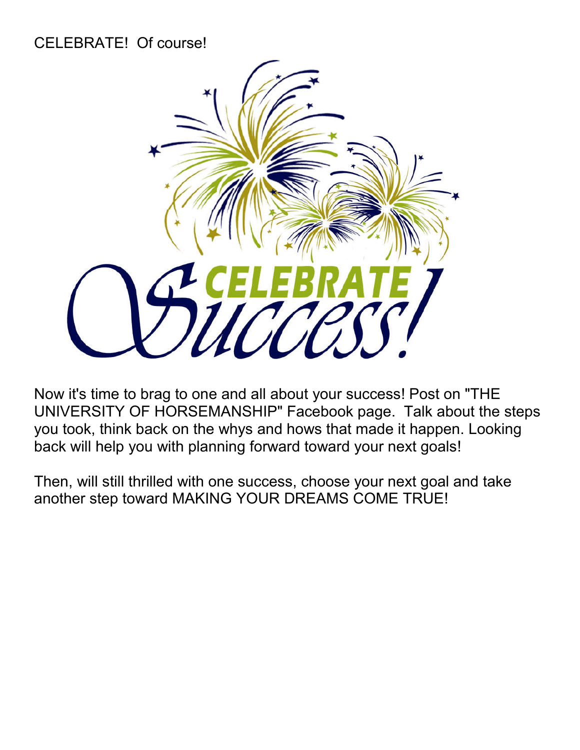CELEBRATE! Of course!

Now it's time to brag to one and all about your success! Post on "THE UNIVERSITY OF HORSEMANSHIP" Facebook page. Talk about the steps you took, think back on the whys and hows that made it happen. Looking back will help you with planning forward toward your next goals!

Then, will still thrilled with one success, choose your next goal and take another step toward MAKING YOUR DREAMS COME TRUE!